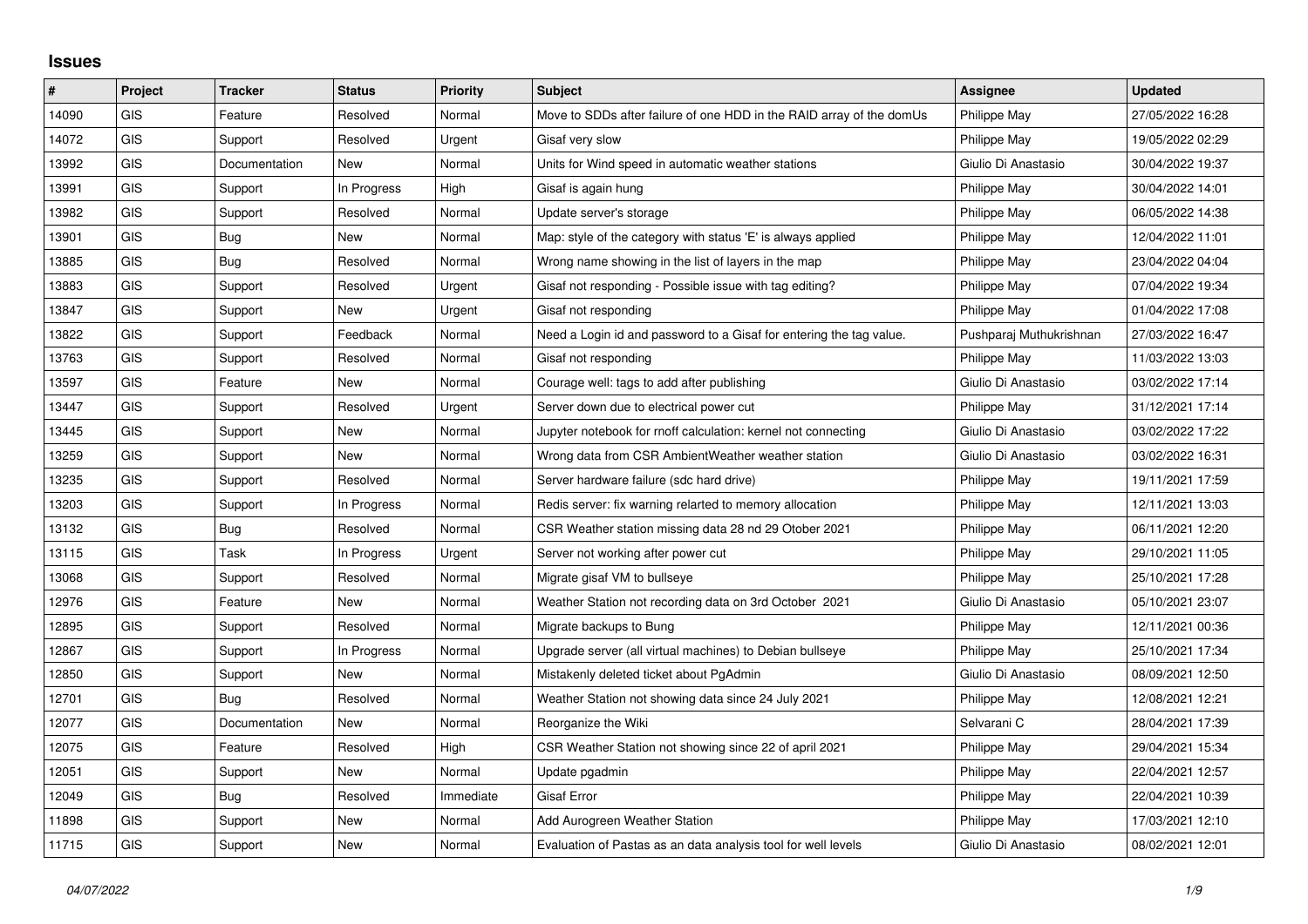## Issues

| # | Project | Tracker | Status | Priority | Subject | Assignee | Updated |
|---|---|---|---|---|---|---|---|
| 14090 | GIS | Feature | Resolved | Normal | Move to SDDs after failure of one HDD in the RAID array of the domUs | Philippe May | 27/05/2022 16:28 |
| 14072 | GIS | Support | Resolved | Urgent | Gisaf very slow | Philippe May | 19/05/2022 02:29 |
| 13992 | GIS | Documentation | New | Normal | Units for Wind speed in automatic weather stations | Giulio Di Anastasio | 30/04/2022 19:37 |
| 13991 | GIS | Support | In Progress | High | Gisaf is again hung | Philippe May | 30/04/2022 14:01 |
| 13982 | GIS | Support | Resolved | Normal | Update server's storage | Philippe May | 06/05/2022 14:38 |
| 13901 | GIS | Bug | New | Normal | Map: style of the category with status 'E' is always applied | Philippe May | 12/04/2022 11:01 |
| 13885 | GIS | Bug | Resolved | Normal | Wrong name showing in the list of layers in the map | Philippe May | 23/04/2022 04:04 |
| 13883 | GIS | Support | Resolved | Urgent | Gisaf not responding - Possible issue with tag editing? | Philippe May | 07/04/2022 19:34 |
| 13847 | GIS | Support | New | Urgent | Gisaf not responding | Philippe May | 01/04/2022 17:08 |
| 13822 | GIS | Support | Feedback | Normal | Need a Login id and password to a Gisaf for entering the tag value. | Pushparaj Muthukrishnan | 27/03/2022 16:47 |
| 13763 | GIS | Support | Resolved | Normal | Gisaf not responding | Philippe May | 11/03/2022 13:03 |
| 13597 | GIS | Feature | New | Normal | Courage well: tags to add after publishing | Giulio Di Anastasio | 03/02/2022 17:14 |
| 13447 | GIS | Support | Resolved | Urgent | Server down due to electrical power cut | Philippe May | 31/12/2021 17:14 |
| 13445 | GIS | Support | New | Normal | Jupyter notebook for rnoff calculation: kernel not connecting | Giulio Di Anastasio | 03/02/2022 17:22 |
| 13259 | GIS | Support | New | Normal | Wrong data from CSR AmbientWeather weather station | Giulio Di Anastasio | 03/02/2022 16:31 |
| 13235 | GIS | Support | Resolved | Normal | Server hardware failure (sdc hard drive) | Philippe May | 19/11/2021 17:59 |
| 13203 | GIS | Support | In Progress | Normal | Redis server: fix warning relarted to memory allocation | Philippe May | 12/11/2021 13:03 |
| 13132 | GIS | Bug | Resolved | Normal | CSR Weather station missing data 28 nd 29 Otober 2021 | Philippe May | 06/11/2021 12:20 |
| 13115 | GIS | Task | In Progress | Urgent | Server not working after power cut | Philippe May | 29/10/2021 11:05 |
| 13068 | GIS | Support | Resolved | Normal | Migrate gisaf VM to bullseye | Philippe May | 25/10/2021 17:28 |
| 12976 | GIS | Feature | New | Normal | Weather Station not recording data on 3rd October 2021 | Giulio Di Anastasio | 05/10/2021 23:07 |
| 12895 | GIS | Support | Resolved | Normal | Migrate backups to Bung | Philippe May | 12/11/2021 00:36 |
| 12867 | GIS | Support | In Progress | Normal | Upgrade server (all virtual machines) to Debian bullseye | Philippe May | 25/10/2021 17:34 |
| 12850 | GIS | Support | New | Normal | Mistakenly deleted ticket about PgAdmin | Giulio Di Anastasio | 08/09/2021 12:50 |
| 12701 | GIS | Bug | Resolved | Normal | Weather Station not showing data since 24 July 2021 | Philippe May | 12/08/2021 12:21 |
| 12077 | GIS | Documentation | New | Normal | Reorganize the Wiki | Selvarani C | 28/04/2021 17:39 |
| 12075 | GIS | Feature | Resolved | High | CSR Weather Station not showing since 22 of april 2021 | Philippe May | 29/04/2021 15:34 |
| 12051 | GIS | Support | New | Normal | Update pgadmin | Philippe May | 22/04/2021 12:57 |
| 12049 | GIS | Bug | Resolved | Immediate | Gisaf Error | Philippe May | 22/04/2021 10:39 |
| 11898 | GIS | Support | New | Normal | Add Aurogreen Weather Station | Philippe May | 17/03/2021 12:10 |
| 11715 | GIS | Support | New | Normal | Evaluation of Pastas as an data analysis tool for well levels | Giulio Di Anastasio | 08/02/2021 12:01 |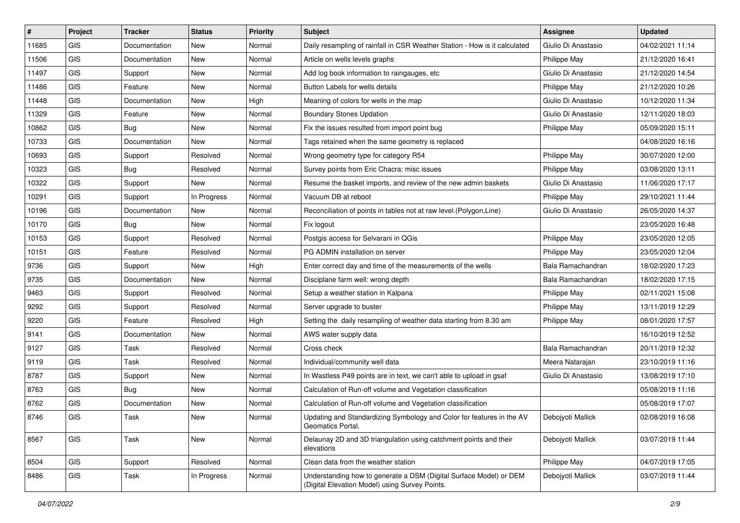| # | Project | Tracker | Status | Priority | Subject | Assignee | Updated |
|---|---|---|---|---|---|---|---|
| 11685 | GIS | Documentation | New | Normal | Daily resampling of rainfall in CSR Weather Station - How is it calculated | Giulio Di Anastasio | 04/02/2021 11:14 |
| 11506 | GIS | Documentation | New | Normal | Article on wells levels graphs | Philippe May | 21/12/2020 16:41 |
| 11497 | GIS | Support | New | Normal | Add log book information to raingauges, etc | Giulio Di Anastasio | 21/12/2020 14:54 |
| 11486 | GIS | Feature | New | Normal | Button Labels for wells details | Philippe May | 21/12/2020 10:26 |
| 11448 | GIS | Documentation | New | High | Meaning of colors for wells in the map | Giulio Di Anastasio | 10/12/2020 11:34 |
| 11329 | GIS | Feature | New | Normal | Boundary Stones Updation | Giulio Di Anastasio | 12/11/2020 18:03 |
| 10862 | GIS | Bug | New | Normal | Fix the issues resulted from import point bug | Philippe May | 05/09/2020 15:11 |
| 10733 | GIS | Documentation | New | Normal | Tags retained when the same geometry is replaced | | 04/08/2020 16:16 |
| 10693 | GIS | Support | Resolved | Normal | Wrong geometry type for category R54 | Philippe May | 30/07/2020 12:00 |
| 10323 | GIS | Bug | Resolved | Normal | Survey points from Eric Chacra: misc issues | Philippe May | 03/08/2020 13:11 |
| 10322 | GIS | Support | New | Normal | Resume the basket imports, and review of the new admin baskets | Giulio Di Anastasio | 11/06/2020 17:17 |
| 10291 | GIS | Support | In Progress | Normal | Vacuum DB at reboot | Philippe May | 29/10/2021 11:44 |
| 10196 | GIS | Documentation | New | Normal | Reconciliation of points in tables not at raw level.(Polygon,Line) | Giulio Di Anastasio | 26/05/2020 14:37 |
| 10170 | GIS | Bug | New | Normal | Fix logout | | 23/05/2020 16:48 |
| 10153 | GIS | Support | Resolved | Normal | Postgis access for Selvarani in QGis | Philippe May | 23/05/2020 12:05 |
| 10151 | GIS | Feature | Resolved | Normal | PG ADMIN installation on server | Philippe May | 23/05/2020 12:04 |
| 9736 | GIS | Support | New | High | Enter correct day and time of the measurements of the wells | Bala Ramachandran | 18/02/2020 17:23 |
| 9735 | GIS | Documentation | New | Normal | Disciplane farm well: wrong depth | Bala Ramachandran | 18/02/2020 17:15 |
| 9463 | GIS | Support | Resolved | Normal | Setup a weather station in Kalpana | Philippe May | 02/11/2021 15:08 |
| 9292 | GIS | Support | Resolved | Normal | Server upgrade to buster | Philippe May | 13/11/2019 12:29 |
| 9220 | GIS | Feature | Resolved | High | Setting the daily resampling of weather data starting from 8.30 am | Philippe May | 08/01/2020 17:57 |
| 9141 | GIS | Documentation | New | Normal | AWS water supply data | | 16/10/2019 12:52 |
| 9127 | GIS | Task | Resolved | Normal | Cross check | Bala Ramachandran | 20/11/2019 12:32 |
| 9119 | GIS | Task | Resolved | Normal | Individual/community well data | Meera Natarajan | 23/10/2019 11:16 |
| 8787 | GIS | Support | New | Normal | In Wastless P49 points are in text, we can't able to upload in gsaf | Giulio Di Anastasio | 13/08/2019 17:10 |
| 8763 | GIS | Bug | New | Normal | Calculation of Run-off volume and Vegetation classification | | 05/08/2019 11:16 |
| 8762 | GIS | Documentation | New | Normal | Calculation of Run-off volume and Vegetation classification | | 05/08/2019 17:07 |
| 8746 | GIS | Task | New | Normal | Updating and Standardizing Symbology and Color for features in the AV Geomatics Portal. | Debojyoti Mallick | 02/08/2019 16:08 |
| 8567 | GIS | Task | New | Normal | Delaunay 2D and 3D triangulation using catchment points and their elevations | Debojyoti Mallick | 03/07/2019 11:44 |
| 8504 | GIS | Support | Resolved | Normal | Clean data from the weather station | Philippe May | 04/07/2019 17:05 |
| 8486 | GIS | Task | In Progress | Normal | Understanding how to generate a DSM (Digital Surface Model) or DEM (Digital Elevation Model) using Survey Points. | Debojyoti Mallick | 03/07/2019 11:44 |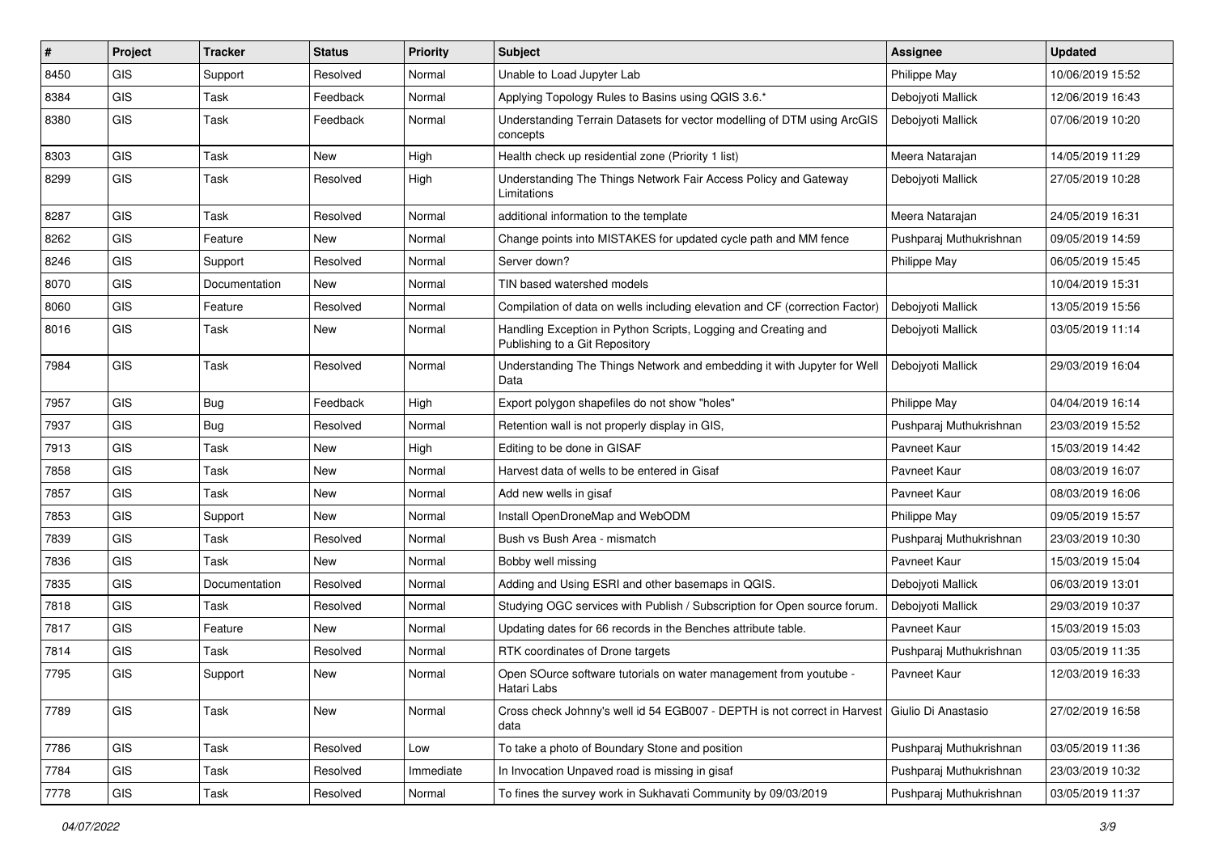| # | Project | Tracker | Status | Priority | Subject | Assignee | Updated |
|---|---|---|---|---|---|---|---|
| 8450 | GIS | Support | Resolved | Normal | Unable to Load Jupyter Lab | Philippe May | 10/06/2019 15:52 |
| 8384 | GIS | Task | Feedback | Normal | Applying Topology Rules to Basins using QGIS 3.6.* | Debojyoti Mallick | 12/06/2019 16:43 |
| 8380 | GIS | Task | Feedback | Normal | Understanding Terrain Datasets for vector modelling of DTM using ArcGIS concepts | Debojyoti Mallick | 07/06/2019 10:20 |
| 8303 | GIS | Task | New | High | Health check up residential zone (Priority 1 list) | Meera Natarajan | 14/05/2019 11:29 |
| 8299 | GIS | Task | Resolved | High | Understanding The Things Network Fair Access Policy and Gateway Limitations | Debojyoti Mallick | 27/05/2019 10:28 |
| 8287 | GIS | Task | Resolved | Normal | additional information to the template | Meera Natarajan | 24/05/2019 16:31 |
| 8262 | GIS | Feature | New | Normal | Change points into MISTAKES for updated cycle path and MM fence | Pushparaj Muthukrishnan | 09/05/2019 14:59 |
| 8246 | GIS | Support | Resolved | Normal | Server down? | Philippe May | 06/05/2019 15:45 |
| 8070 | GIS | Documentation | New | Normal | TIN based watershed models | | 10/04/2019 15:31 |
| 8060 | GIS | Feature | Resolved | Normal | Compilation of data on wells including elevation and CF (correction Factor) | Debojyoti Mallick | 13/05/2019 15:56 |
| 8016 | GIS | Task | New | Normal | Handling Exception in Python Scripts, Logging and Creating and Publishing to a Git Repository | Debojyoti Mallick | 03/05/2019 11:14 |
| 7984 | GIS | Task | Resolved | Normal | Understanding The Things Network and embedding it with Jupyter for Well Data | Debojyoti Mallick | 29/03/2019 16:04 |
| 7957 | GIS | Bug | Feedback | High | Export polygon shapefiles do not show "holes" | Philippe May | 04/04/2019 16:14 |
| 7937 | GIS | Bug | Resolved | Normal | Retention wall is not properly display in GIS, | Pushparaj Muthukrishnan | 23/03/2019 15:52 |
| 7913 | GIS | Task | New | High | Editing to be done in GISAF | Pavneet Kaur | 15/03/2019 14:42 |
| 7858 | GIS | Task | New | Normal | Harvest data of wells to be entered in Gisaf | Pavneet Kaur | 08/03/2019 16:07 |
| 7857 | GIS | Task | New | Normal | Add new wells in gisaf | Pavneet Kaur | 08/03/2019 16:06 |
| 7853 | GIS | Support | New | Normal | Install OpenDroneMap and WebODM | Philippe May | 09/05/2019 15:57 |
| 7839 | GIS | Task | Resolved | Normal | Bush vs Bush Area - mismatch | Pushparaj Muthukrishnan | 23/03/2019 10:30 |
| 7836 | GIS | Task | New | Normal | Bobby well missing | Pavneet Kaur | 15/03/2019 15:04 |
| 7835 | GIS | Documentation | Resolved | Normal | Adding and Using ESRI and other basemaps in QGIS. | Debojyoti Mallick | 06/03/2019 13:01 |
| 7818 | GIS | Task | Resolved | Normal | Studying OGC services with Publish / Subscription for Open source forum. | Debojyoti Mallick | 29/03/2019 10:37 |
| 7817 | GIS | Feature | New | Normal | Updating dates for 66 records in the Benches attribute table. | Pavneet Kaur | 15/03/2019 15:03 |
| 7814 | GIS | Task | Resolved | Normal | RTK coordinates of Drone targets | Pushparaj Muthukrishnan | 03/05/2019 11:35 |
| 7795 | GIS | Support | New | Normal | Open SOurce software tutorials on water management from youtube - Hatari Labs | Pavneet Kaur | 12/03/2019 16:33 |
| 7789 | GIS | Task | New | Normal | Cross check Johnny's well id 54 EGB007 - DEPTH is not correct in Harvest data | Giulio Di Anastasio | 27/02/2019 16:58 |
| 7786 | GIS | Task | Resolved | Low | To take a photo of Boundary Stone and position | Pushparaj Muthukrishnan | 03/05/2019 11:36 |
| 7784 | GIS | Task | Resolved | Immediate | In Invocation Unpaved road is missing in gisaf | Pushparaj Muthukrishnan | 23/03/2019 10:32 |
| 7778 | GIS | Task | Resolved | Normal | To fines the survey work in Sukhavati Community by 09/03/2019 | Pushparaj Muthukrishnan | 03/05/2019 11:37 |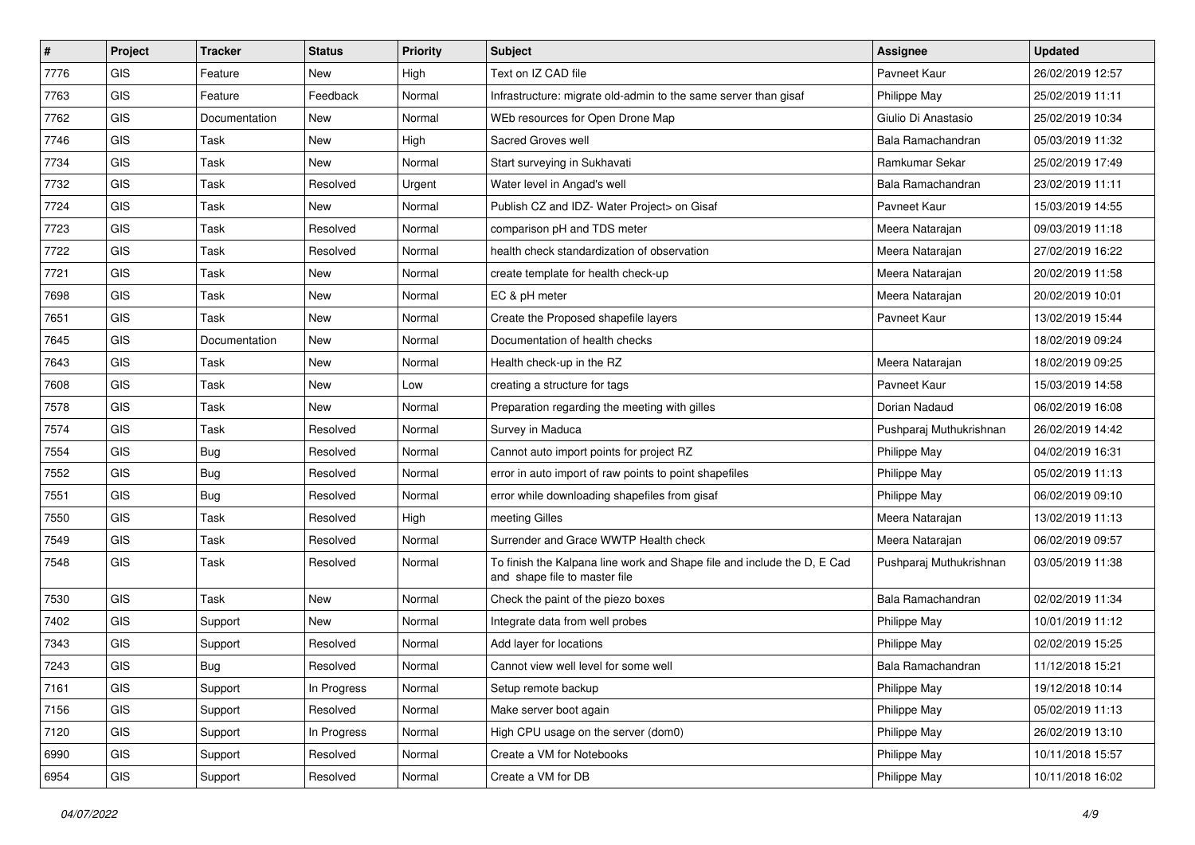| # | Project | Tracker | Status | Priority | Subject | Assignee | Updated |
|---|---|---|---|---|---|---|---|
| 7776 | GIS | Feature | New | High | Text on IZ CAD file | Pavneet Kaur | 26/02/2019 12:57 |
| 7763 | GIS | Feature | Feedback | Normal | Infrastructure: migrate old-admin to the same server than gisaf | Philippe May | 25/02/2019 11:11 |
| 7762 | GIS | Documentation | New | Normal | WEb resources for Open Drone Map | Giulio Di Anastasio | 25/02/2019 10:34 |
| 7746 | GIS | Task | New | High | Sacred Groves well | Bala Ramachandran | 05/03/2019 11:32 |
| 7734 | GIS | Task | New | Normal | Start surveying in Sukhavati | Ramkumar Sekar | 25/02/2019 17:49 |
| 7732 | GIS | Task | Resolved | Urgent | Water level in Angad's well | Bala Ramachandran | 23/02/2019 11:11 |
| 7724 | GIS | Task | New | Normal | Publish CZ and IDZ- Water Project> on Gisaf | Pavneet Kaur | 15/03/2019 14:55 |
| 7723 | GIS | Task | Resolved | Normal | comparison pH and TDS meter | Meera Natarajan | 09/03/2019 11:18 |
| 7722 | GIS | Task | Resolved | Normal | health check standardization of observation | Meera Natarajan | 27/02/2019 16:22 |
| 7721 | GIS | Task | New | Normal | create template for health check-up | Meera Natarajan | 20/02/2019 11:58 |
| 7698 | GIS | Task | New | Normal | EC & pH meter | Meera Natarajan | 20/02/2019 10:01 |
| 7651 | GIS | Task | New | Normal | Create the Proposed shapefile layers | Pavneet Kaur | 13/02/2019 15:44 |
| 7645 | GIS | Documentation | New | Normal | Documentation of health checks | | 18/02/2019 09:24 |
| 7643 | GIS | Task | New | Normal | Health check-up in the RZ | Meera Natarajan | 18/02/2019 09:25 |
| 7608 | GIS | Task | New | Low | creating a structure for tags | Pavneet Kaur | 15/03/2019 14:58 |
| 7578 | GIS | Task | New | Normal | Preparation regarding the meeting with gilles | Dorian Nadaud | 06/02/2019 16:08 |
| 7574 | GIS | Task | Resolved | Normal | Survey in Maduca | Pushparaj Muthukrishnan | 26/02/2019 14:42 |
| 7554 | GIS | Bug | Resolved | Normal | Cannot auto import points for project RZ | Philippe May | 04/02/2019 16:31 |
| 7552 | GIS | Bug | Resolved | Normal | error in auto import of raw points to point shapefiles | Philippe May | 05/02/2019 11:13 |
| 7551 | GIS | Bug | Resolved | Normal | error while downloading shapefiles from gisaf | Philippe May | 06/02/2019 09:10 |
| 7550 | GIS | Task | Resolved | High | meeting Gilles | Meera Natarajan | 13/02/2019 11:13 |
| 7549 | GIS | Task | Resolved | Normal | Surrender and Grace WWTP Health check | Meera Natarajan | 06/02/2019 09:57 |
| 7548 | GIS | Task | Resolved | Normal | To finish the Kalpana line work and Shape file and include the D, E Cad and shape file to master file | Pushparaj Muthukrishnan | 03/05/2019 11:38 |
| 7530 | GIS | Task | New | Normal | Check the paint of the piezo boxes | Bala Ramachandran | 02/02/2019 11:34 |
| 7402 | GIS | Support | New | Normal | Integrate data from well probes | Philippe May | 10/01/2019 11:12 |
| 7343 | GIS | Support | Resolved | Normal | Add layer for locations | Philippe May | 02/02/2019 15:25 |
| 7243 | GIS | Bug | Resolved | Normal | Cannot view well level for some well | Bala Ramachandran | 11/12/2018 15:21 |
| 7161 | GIS | Support | In Progress | Normal | Setup remote backup | Philippe May | 19/12/2018 10:14 |
| 7156 | GIS | Support | Resolved | Normal | Make server boot again | Philippe May | 05/02/2019 11:13 |
| 7120 | GIS | Support | In Progress | Normal | High CPU usage on the server (dom0) | Philippe May | 26/02/2019 13:10 |
| 6990 | GIS | Support | Resolved | Normal | Create a VM for Notebooks | Philippe May | 10/11/2018 15:57 |
| 6954 | GIS | Support | Resolved | Normal | Create a VM for DB | Philippe May | 10/11/2018 16:02 |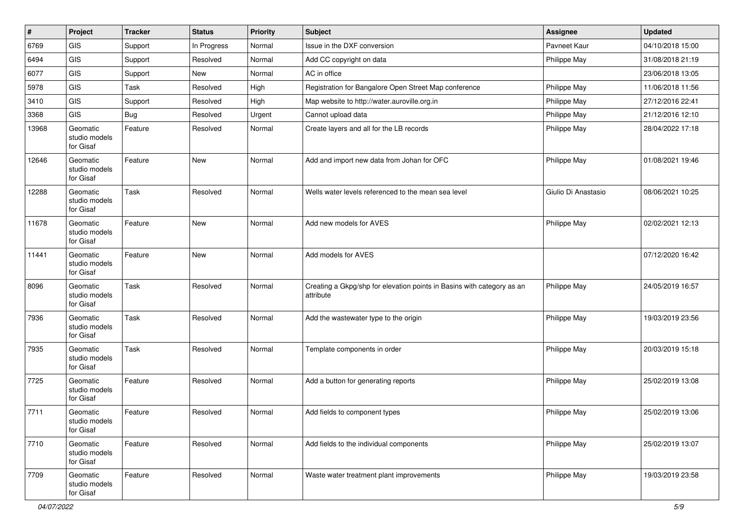| # | Project | Tracker | Status | Priority | Subject | Assignee | Updated |
|---|---|---|---|---|---|---|---|
| 6769 | GIS | Support | In Progress | Normal | Issue in the DXF conversion | Pavneet Kaur | 04/10/2018 15:00 |
| 6494 | GIS | Support | Resolved | Normal | Add CC copyright on data | Philippe May | 31/08/2018 21:19 |
| 6077 | GIS | Support | New | Normal | AC in office | | 23/06/2018 13:05 |
| 5978 | GIS | Task | Resolved | High | Registration for Bangalore Open Street Map conference | Philippe May | 11/06/2018 11:56 |
| 3410 | GIS | Support | Resolved | High | Map website to http://water.auroville.org.in | Philippe May | 27/12/2016 22:41 |
| 3368 | GIS | Bug | Resolved | Urgent | Cannot upload data | Philippe May | 21/12/2016 12:10 |
| 13968 | Geomatic studio models for Gisaf | Feature | Resolved | Normal | Create layers and all for the LB records | Philippe May | 28/04/2022 17:18 |
| 12646 | Geomatic studio models for Gisaf | Feature | New | Normal | Add and import new data from Johan for OFC | Philippe May | 01/08/2021 19:46 |
| 12288 | Geomatic studio models for Gisaf | Task | Resolved | Normal | Wells water levels referenced to the mean sea level | Giulio Di Anastasio | 08/06/2021 10:25 |
| 11678 | Geomatic studio models for Gisaf | Feature | New | Normal | Add new models for AVES | Philippe May | 02/02/2021 12:13 |
| 11441 | Geomatic studio models for Gisaf | Feature | New | Normal | Add models for AVES | | 07/12/2020 16:42 |
| 8096 | Geomatic studio models for Gisaf | Task | Resolved | Normal | Creating a Gkpg/shp for elevation points in Basins with category as an attribute | Philippe May | 24/05/2019 16:57 |
| 7936 | Geomatic studio models for Gisaf | Task | Resolved | Normal | Add the wastewater type to the origin | Philippe May | 19/03/2019 23:56 |
| 7935 | Geomatic studio models for Gisaf | Task | Resolved | Normal | Template components in order | Philippe May | 20/03/2019 15:18 |
| 7725 | Geomatic studio models for Gisaf | Feature | Resolved | Normal | Add a button for generating reports | Philippe May | 25/02/2019 13:08 |
| 7711 | Geomatic studio models for Gisaf | Feature | Resolved | Normal | Add fields to component types | Philippe May | 25/02/2019 13:06 |
| 7710 | Geomatic studio models for Gisaf | Feature | Resolved | Normal | Add fields to the individual components | Philippe May | 25/02/2019 13:07 |
| 7709 | Geomatic studio models for Gisaf | Feature | Resolved | Normal | Waste water treatment plant improvements | Philippe May | 19/03/2019 23:58 |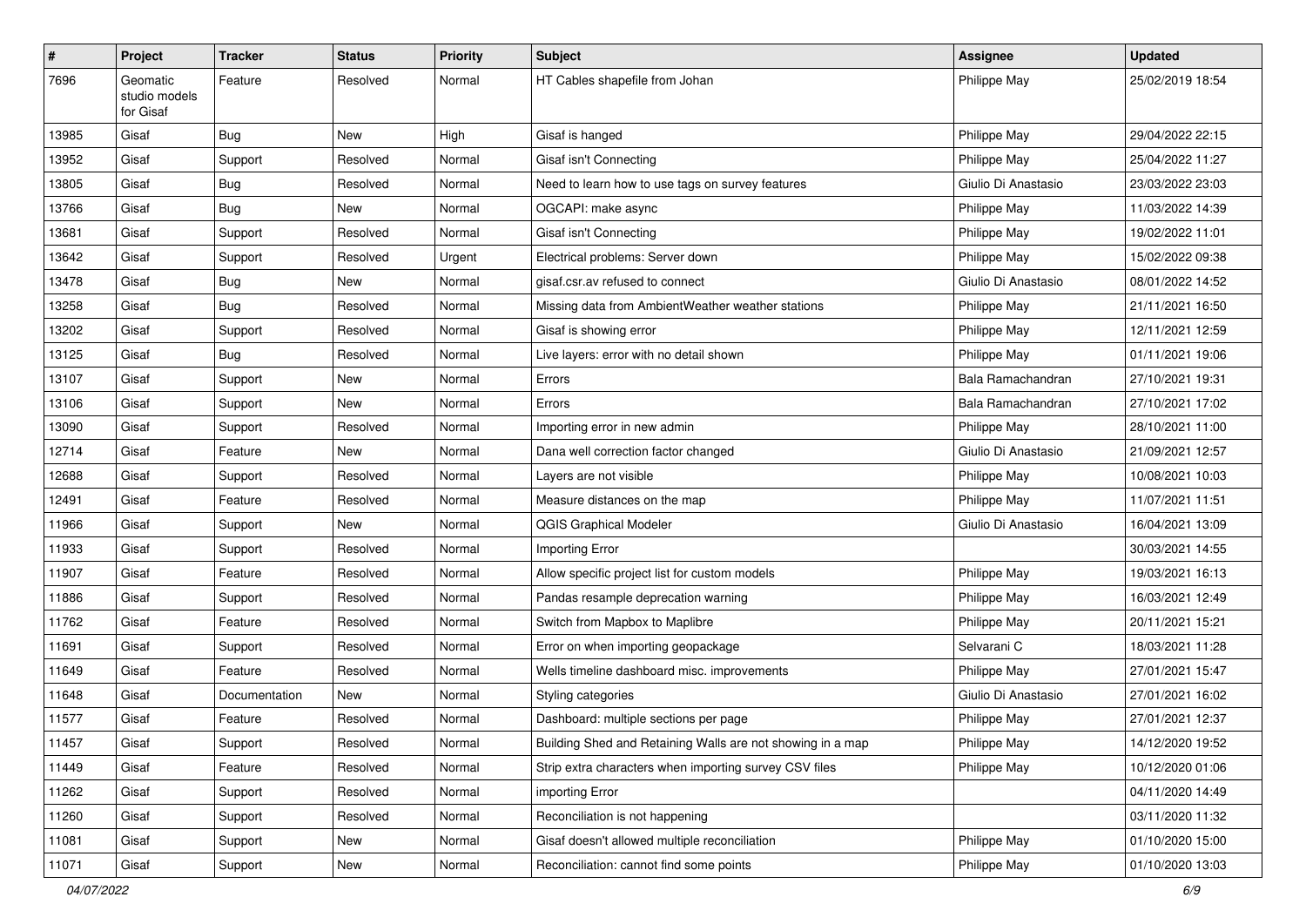| # | Project | Tracker | Status | Priority | Subject | Assignee | Updated |
|---|---|---|---|---|---|---|---|
| 7696 | Geomatic studio models for Gisaf | Feature | Resolved | Normal | HT Cables shapefile from Johan | Philippe May | 25/02/2019 18:54 |
| 13985 | Gisaf | Bug | New | High | Gisaf is hanged | Philippe May | 29/04/2022 22:15 |
| 13952 | Gisaf | Support | Resolved | Normal | Gisaf isn't Connecting | Philippe May | 25/04/2022 11:27 |
| 13805 | Gisaf | Bug | Resolved | Normal | Need to learn how to use tags on survey features | Giulio Di Anastasio | 23/03/2022 23:03 |
| 13766 | Gisaf | Bug | New | Normal | OGCAPI: make async | Philippe May | 11/03/2022 14:39 |
| 13681 | Gisaf | Support | Resolved | Normal | Gisaf isn't Connecting | Philippe May | 19/02/2022 11:01 |
| 13642 | Gisaf | Support | Resolved | Urgent | Electrical problems: Server down | Philippe May | 15/02/2022 09:38 |
| 13478 | Gisaf | Bug | New | Normal | gisaf.csr.av refused to connect | Giulio Di Anastasio | 08/01/2022 14:52 |
| 13258 | Gisaf | Bug | Resolved | Normal | Missing data from AmbientWeather weather stations | Philippe May | 21/11/2021 16:50 |
| 13202 | Gisaf | Support | Resolved | Normal | Gisaf is showing error | Philippe May | 12/11/2021 12:59 |
| 13125 | Gisaf | Bug | Resolved | Normal | Live layers: error with no detail shown | Philippe May | 01/11/2021 19:06 |
| 13107 | Gisaf | Support | New | Normal | Errors | Bala Ramachandran | 27/10/2021 19:31 |
| 13106 | Gisaf | Support | New | Normal | Errors | Bala Ramachandran | 27/10/2021 17:02 |
| 13090 | Gisaf | Support | Resolved | Normal | Importing error in new admin | Philippe May | 28/10/2021 11:00 |
| 12714 | Gisaf | Feature | New | Normal | Dana well correction factor changed | Giulio Di Anastasio | 21/09/2021 12:57 |
| 12688 | Gisaf | Support | Resolved | Normal | Layers are not visible | Philippe May | 10/08/2021 10:03 |
| 12491 | Gisaf | Feature | Resolved | Normal | Measure distances on the map | Philippe May | 11/07/2021 11:51 |
| 11966 | Gisaf | Support | New | Normal | QGIS Graphical Modeler | Giulio Di Anastasio | 16/04/2021 13:09 |
| 11933 | Gisaf | Support | Resolved | Normal | Importing Error | | 30/03/2021 14:55 |
| 11907 | Gisaf | Feature | Resolved | Normal | Allow specific project list for custom models | Philippe May | 19/03/2021 16:13 |
| 11886 | Gisaf | Support | Resolved | Normal | Pandas resample deprecation warning | Philippe May | 16/03/2021 12:49 |
| 11762 | Gisaf | Feature | Resolved | Normal | Switch from Mapbox to Maplibre | Philippe May | 20/11/2021 15:21 |
| 11691 | Gisaf | Support | Resolved | Normal | Error on when importing geopackage | Selvarani C | 18/03/2021 11:28 |
| 11649 | Gisaf | Feature | Resolved | Normal | Wells timeline dashboard misc. improvements | Philippe May | 27/01/2021 15:47 |
| 11648 | Gisaf | Documentation | New | Normal | Styling categories | Giulio Di Anastasio | 27/01/2021 16:02 |
| 11577 | Gisaf | Feature | Resolved | Normal | Dashboard: multiple sections per page | Philippe May | 27/01/2021 12:37 |
| 11457 | Gisaf | Support | Resolved | Normal | Building Shed and Retaining Walls are not showing in a map | Philippe May | 14/12/2020 19:52 |
| 11449 | Gisaf | Feature | Resolved | Normal | Strip extra characters when importing survey CSV files | Philippe May | 10/12/2020 01:06 |
| 11262 | Gisaf | Support | Resolved | Normal | importing Error | | 04/11/2020 14:49 |
| 11260 | Gisaf | Support | Resolved | Normal | Reconciliation is not happening | | 03/11/2020 11:32 |
| 11081 | Gisaf | Support | New | Normal | Gisaf doesn't allowed multiple reconciliation | Philippe May | 01/10/2020 15:00 |
| 11071 | Gisaf | Support | New | Normal | Reconciliation: cannot find some points | Philippe May | 01/10/2020 13:03 |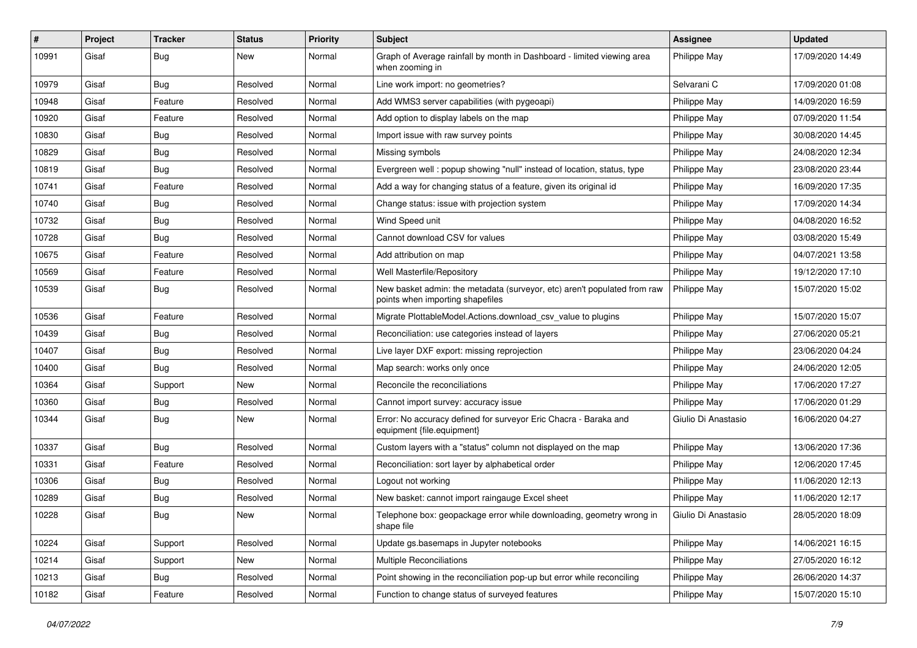| # | Project | Tracker | Status | Priority | Subject | Assignee | Updated |
|---|---|---|---|---|---|---|---|
| 10991 | Gisaf | Bug | New | Normal | Graph of Average rainfall by month in Dashboard - limited viewing area when zooming in | Philippe May | 17/09/2020 14:49 |
| 10979 | Gisaf | Bug | Resolved | Normal | Line work import: no geometries? | Selvarani C | 17/09/2020 01:08 |
| 10948 | Gisaf | Feature | Resolved | Normal | Add WMS3 server capabilities (with pygeoapi) | Philippe May | 14/09/2020 16:59 |
| 10920 | Gisaf | Feature | Resolved | Normal | Add option to display labels on the map | Philippe May | 07/09/2020 11:54 |
| 10830 | Gisaf | Bug | Resolved | Normal | Import issue with raw survey points | Philippe May | 30/08/2020 14:45 |
| 10829 | Gisaf | Bug | Resolved | Normal | Missing symbols | Philippe May | 24/08/2020 12:34 |
| 10819 | Gisaf | Bug | Resolved | Normal | Evergreen well : popup showing "null" instead of location, status, type | Philippe May | 23/08/2020 23:44 |
| 10741 | Gisaf | Feature | Resolved | Normal | Add a way for changing status of a feature, given its original id | Philippe May | 16/09/2020 17:35 |
| 10740 | Gisaf | Bug | Resolved | Normal | Change status: issue with projection system | Philippe May | 17/09/2020 14:34 |
| 10732 | Gisaf | Bug | Resolved | Normal | Wind Speed unit | Philippe May | 04/08/2020 16:52 |
| 10728 | Gisaf | Bug | Resolved | Normal | Cannot download CSV for values | Philippe May | 03/08/2020 15:49 |
| 10675 | Gisaf | Feature | Resolved | Normal | Add attribution on map | Philippe May | 04/07/2021 13:58 |
| 10569 | Gisaf | Feature | Resolved | Normal | Well Masterfile/Repository | Philippe May | 19/12/2020 17:10 |
| 10539 | Gisaf | Bug | Resolved | Normal | New basket admin: the metadata (surveyor, etc) aren't populated from raw points when importing shapefiles | Philippe May | 15/07/2020 15:02 |
| 10536 | Gisaf | Feature | Resolved | Normal | Migrate PlottableModel.Actions.download_csv_value to plugins | Philippe May | 15/07/2020 15:07 |
| 10439 | Gisaf | Bug | Resolved | Normal | Reconciliation: use categories instead of layers | Philippe May | 27/06/2020 05:21 |
| 10407 | Gisaf | Bug | Resolved | Normal | Live layer DXF export: missing reprojection | Philippe May | 23/06/2020 04:24 |
| 10400 | Gisaf | Bug | Resolved | Normal | Map search: works only once | Philippe May | 24/06/2020 12:05 |
| 10364 | Gisaf | Support | New | Normal | Reconcile the reconciliations | Philippe May | 17/06/2020 17:27 |
| 10360 | Gisaf | Bug | Resolved | Normal | Cannot import survey: accuracy issue | Philippe May | 17/06/2020 01:29 |
| 10344 | Gisaf | Bug | New | Normal | Error: No accuracy defined for surveyor Eric Chacra - Baraka and equipment {file.equipment} | Giulio Di Anastasio | 16/06/2020 04:27 |
| 10337 | Gisaf | Bug | Resolved | Normal | Custom layers with a "status" column not displayed on the map | Philippe May | 13/06/2020 17:36 |
| 10331 | Gisaf | Feature | Resolved | Normal | Reconciliation: sort layer by alphabetical order | Philippe May | 12/06/2020 17:45 |
| 10306 | Gisaf | Bug | Resolved | Normal | Logout not working | Philippe May | 11/06/2020 12:13 |
| 10289 | Gisaf | Bug | Resolved | Normal | New basket: cannot import raingauge Excel sheet | Philippe May | 11/06/2020 12:17 |
| 10228 | Gisaf | Bug | New | Normal | Telephone box: geopackage error while downloading, geometry wrong in shape file | Giulio Di Anastasio | 28/05/2020 18:09 |
| 10224 | Gisaf | Support | Resolved | Normal | Update gs.basemaps in Jupyter notebooks | Philippe May | 14/06/2021 16:15 |
| 10214 | Gisaf | Support | New | Normal | Multiple Reconciliations | Philippe May | 27/05/2020 16:12 |
| 10213 | Gisaf | Bug | Resolved | Normal | Point showing in the reconciliation pop-up but error while reconciling | Philippe May | 26/06/2020 14:37 |
| 10182 | Gisaf | Feature | Resolved | Normal | Function to change status of surveyed features | Philippe May | 15/07/2020 15:10 |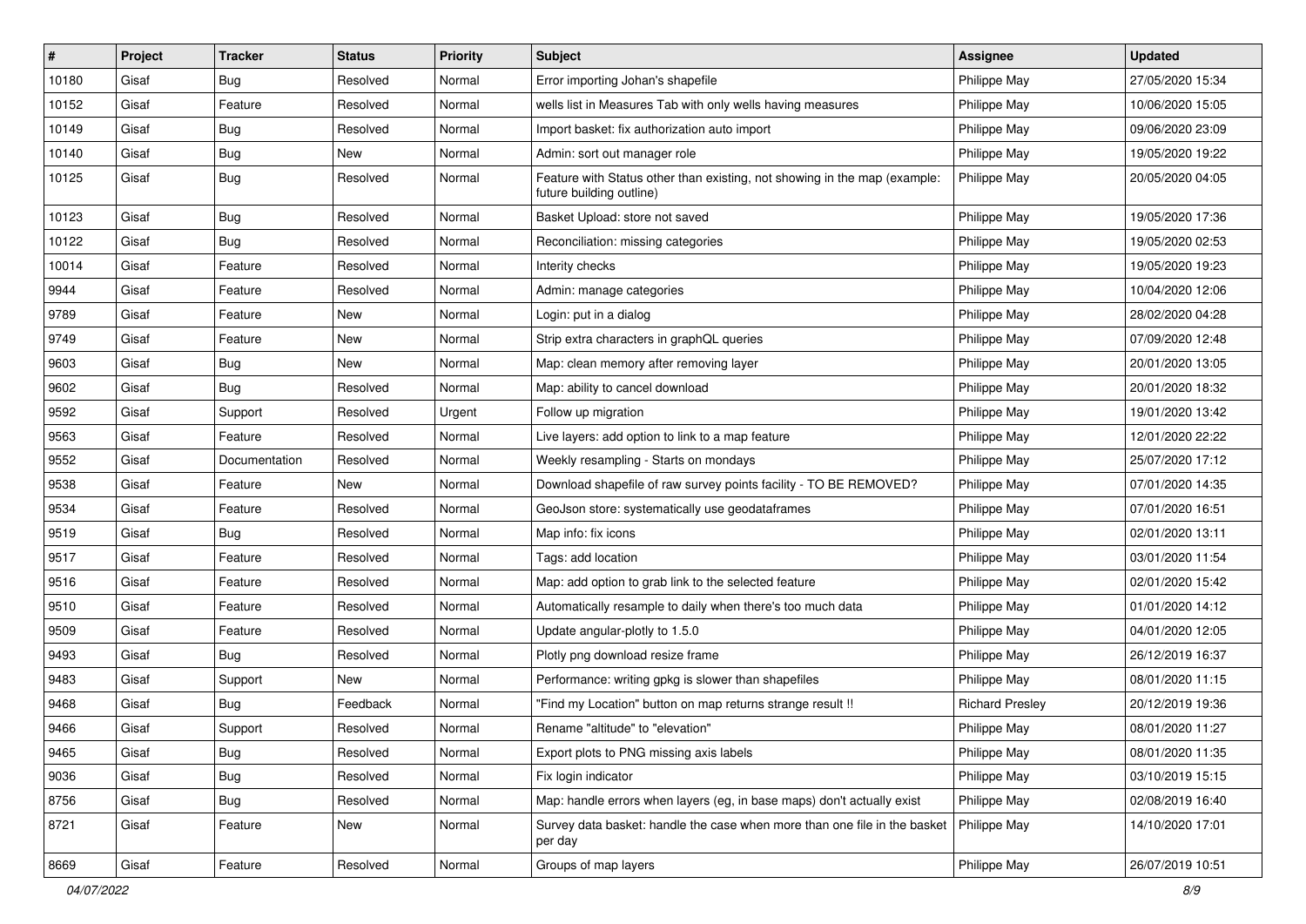| # | Project | Tracker | Status | Priority | Subject | Assignee | Updated |
|---|---|---|---|---|---|---|---|
| 10180 | Gisaf | Bug | Resolved | Normal | Error importing Johan's shapefile | Philippe May | 27/05/2020 15:34 |
| 10152 | Gisaf | Feature | Resolved | Normal | wells list in Measures Tab with only wells having measures | Philippe May | 10/06/2020 15:05 |
| 10149 | Gisaf | Bug | Resolved | Normal | Import basket: fix authorization auto import | Philippe May | 09/06/2020 23:09 |
| 10140 | Gisaf | Bug | New | Normal | Admin: sort out manager role | Philippe May | 19/05/2020 19:22 |
| 10125 | Gisaf | Bug | Resolved | Normal | Feature with Status other than existing, not showing in the map (example: future building outline) | Philippe May | 20/05/2020 04:05 |
| 10123 | Gisaf | Bug | Resolved | Normal | Basket Upload: store not saved | Philippe May | 19/05/2020 17:36 |
| 10122 | Gisaf | Bug | Resolved | Normal | Reconciliation: missing categories | Philippe May | 19/05/2020 02:53 |
| 10014 | Gisaf | Feature | Resolved | Normal | Interity checks | Philippe May | 19/05/2020 19:23 |
| 9944 | Gisaf | Feature | Resolved | Normal | Admin: manage categories | Philippe May | 10/04/2020 12:06 |
| 9789 | Gisaf | Feature | New | Normal | Login: put in a dialog | Philippe May | 28/02/2020 04:28 |
| 9749 | Gisaf | Feature | New | Normal | Strip extra characters in graphQL queries | Philippe May | 07/09/2020 12:48 |
| 9603 | Gisaf | Bug | New | Normal | Map: clean memory after removing layer | Philippe May | 20/01/2020 13:05 |
| 9602 | Gisaf | Bug | Resolved | Normal | Map: ability to cancel download | Philippe May | 20/01/2020 18:32 |
| 9592 | Gisaf | Support | Resolved | Urgent | Follow up migration | Philippe May | 19/01/2020 13:42 |
| 9563 | Gisaf | Feature | Resolved | Normal | Live layers: add option to link to a map feature | Philippe May | 12/01/2020 22:22 |
| 9552 | Gisaf | Documentation | Resolved | Normal | Weekly resampling - Starts on mondays | Philippe May | 25/07/2020 17:12 |
| 9538 | Gisaf | Feature | New | Normal | Download shapefile of raw survey points facility - TO BE REMOVED? | Philippe May | 07/01/2020 14:35 |
| 9534 | Gisaf | Feature | Resolved | Normal | GeoJson store: systematically use geodataframes | Philippe May | 07/01/2020 16:51 |
| 9519 | Gisaf | Bug | Resolved | Normal | Map info: fix icons | Philippe May | 02/01/2020 13:11 |
| 9517 | Gisaf | Feature | Resolved | Normal | Tags: add location | Philippe May | 03/01/2020 11:54 |
| 9516 | Gisaf | Feature | Resolved | Normal | Map: add option to grab link to the selected feature | Philippe May | 02/01/2020 15:42 |
| 9510 | Gisaf | Feature | Resolved | Normal | Automatically resample to daily when there's too much data | Philippe May | 01/01/2020 14:12 |
| 9509 | Gisaf | Feature | Resolved | Normal | Update angular-plotly to 1.5.0 | Philippe May | 04/01/2020 12:05 |
| 9493 | Gisaf | Bug | Resolved | Normal | Plotly png download resize frame | Philippe May | 26/12/2019 16:37 |
| 9483 | Gisaf | Support | New | Normal | Performance: writing gpkg is slower than shapefiles | Philippe May | 08/01/2020 11:15 |
| 9468 | Gisaf | Bug | Feedback | Normal | "Find my Location" button on map returns strange result !! | Richard Presley | 20/12/2019 19:36 |
| 9466 | Gisaf | Support | Resolved | Normal | Rename "altitude" to "elevation" | Philippe May | 08/01/2020 11:27 |
| 9465 | Gisaf | Bug | Resolved | Normal | Export plots to PNG missing axis labels | Philippe May | 08/01/2020 11:35 |
| 9036 | Gisaf | Bug | Resolved | Normal | Fix login indicator | Philippe May | 03/10/2019 15:15 |
| 8756 | Gisaf | Bug | Resolved | Normal | Map: handle errors when layers (eg, in base maps) don't actually exist | Philippe May | 02/08/2019 16:40 |
| 8721 | Gisaf | Feature | New | Normal | Survey data basket: handle the case when more than one file in the basket per day | Philippe May | 14/10/2020 17:01 |
| 8669 | Gisaf | Feature | Resolved | Normal | Groups of map layers | Philippe May | 26/07/2019 10:51 |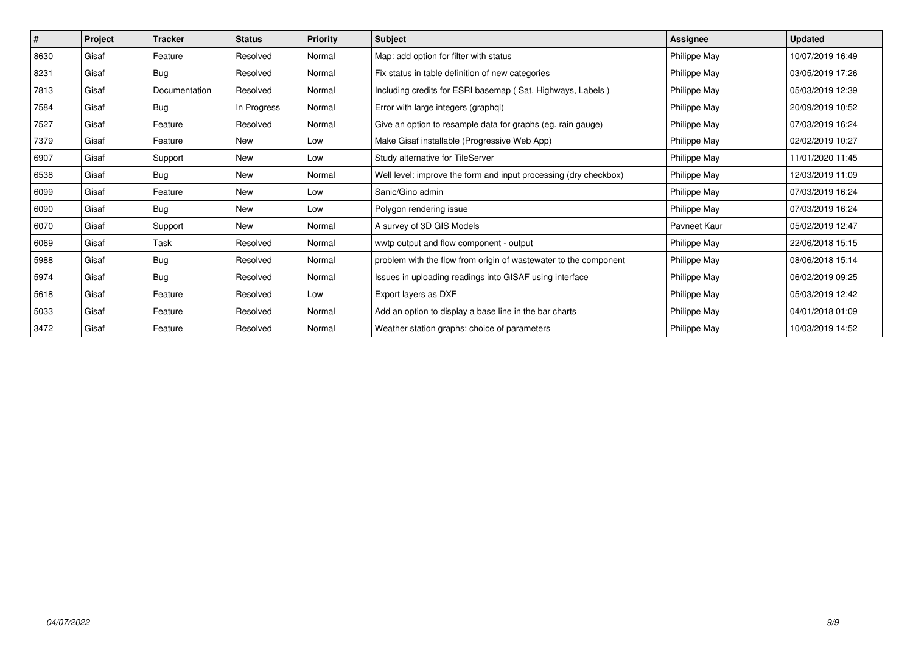| # | Project | Tracker | Status | Priority | Subject | Assignee | Updated |
|---|---|---|---|---|---|---|---|
| 8630 | Gisaf | Feature | Resolved | Normal | Map: add option for filter with status | Philippe May | 10/07/2019 16:49 |
| 8231 | Gisaf | Bug | Resolved | Normal | Fix status in table definition of new categories | Philippe May | 03/05/2019 17:26 |
| 7813 | Gisaf | Documentation | Resolved | Normal | Including credits for ESRI basemap ( Sat, Highways, Labels ) | Philippe May | 05/03/2019 12:39 |
| 7584 | Gisaf | Bug | In Progress | Normal | Error with large integers (graphql) | Philippe May | 20/09/2019 10:52 |
| 7527 | Gisaf | Feature | Resolved | Normal | Give an option to resample data for graphs (eg. rain gauge) | Philippe May | 07/03/2019 16:24 |
| 7379 | Gisaf | Feature | New | Low | Make Gisaf installable (Progressive Web App) | Philippe May | 02/02/2019 10:27 |
| 6907 | Gisaf | Support | New | Low | Study alternative for TileServer | Philippe May | 11/01/2020 11:45 |
| 6538 | Gisaf | Bug | New | Normal | Well level: improve the form and input processing (dry checkbox) | Philippe May | 12/03/2019 11:09 |
| 6099 | Gisaf | Feature | New | Low | Sanic/Gino admin | Philippe May | 07/03/2019 16:24 |
| 6090 | Gisaf | Bug | New | Low | Polygon rendering issue | Philippe May | 07/03/2019 16:24 |
| 6070 | Gisaf | Support | New | Normal | A survey of 3D GIS Models | Pavneet Kaur | 05/02/2019 12:47 |
| 6069 | Gisaf | Task | Resolved | Normal | wwtp output and flow component - output | Philippe May | 22/06/2018 15:15 |
| 5988 | Gisaf | Bug | Resolved | Normal | problem with the flow from origin of wastewater to the component | Philippe May | 08/06/2018 15:14 |
| 5974 | Gisaf | Bug | Resolved | Normal | Issues in uploading readings into GISAF using interface | Philippe May | 06/02/2019 09:25 |
| 5618 | Gisaf | Feature | Resolved | Low | Export layers as DXF | Philippe May | 05/03/2019 12:42 |
| 5033 | Gisaf | Feature | Resolved | Normal | Add an option to display a base line in the bar charts | Philippe May | 04/01/2018 01:09 |
| 3472 | Gisaf | Feature | Resolved | Normal | Weather station graphs: choice of parameters | Philippe May | 10/03/2019 14:52 |

*04/07/2022*